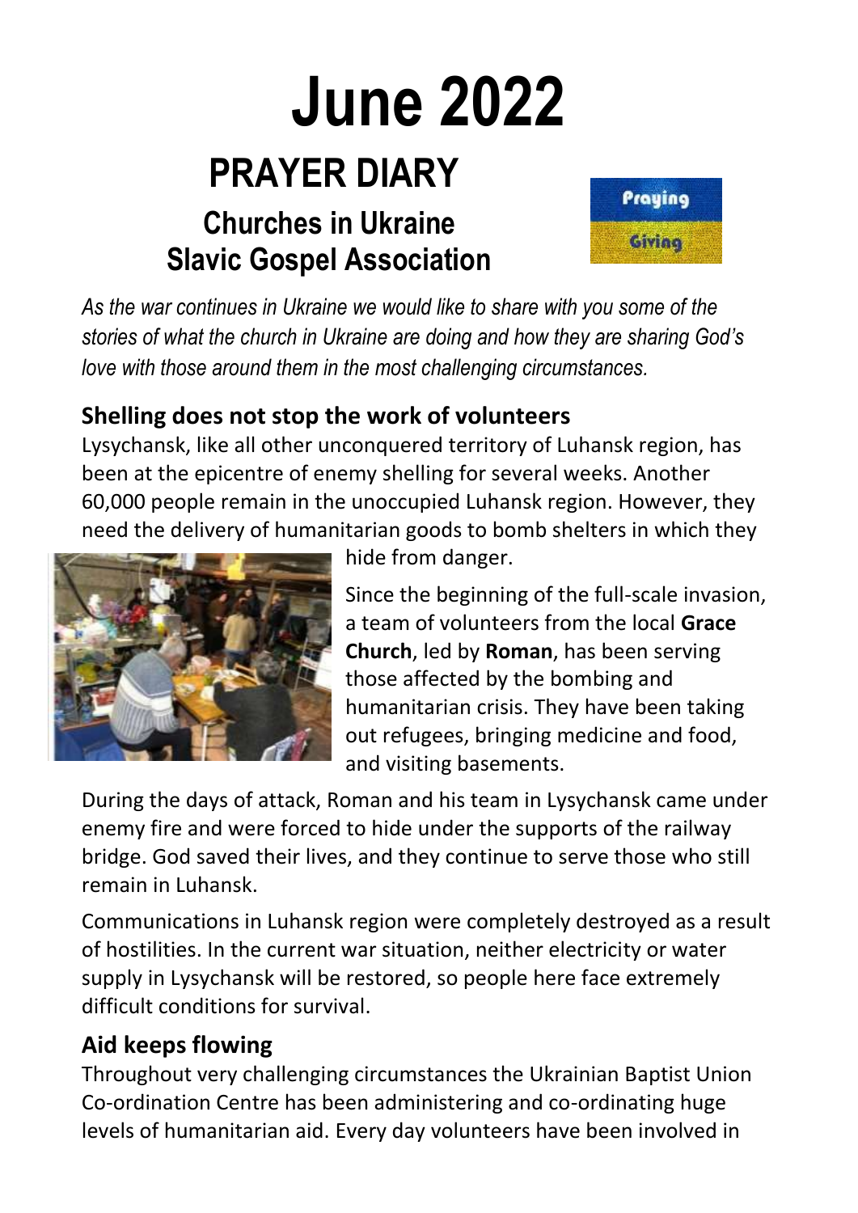# June 2022

## PRAYER DIARY

### Churches in Ukraine
### Slavic Gospel Association

Praying

Giving

*As the war continues in Ukraine we would like to share with you some of the stories of what the church in Ukraine are doing and how they are sharing God's love with those around them in the most challenging circumstances.*

### Shelling does not stop the work of volunteers

Lysychansk, like all other unconquered territory of Luhansk region, has been at the epicentre of enemy shelling for several weeks. Another 60,000 people remain in the unoccupied Luhansk region. However, they need the delivery of humanitarian goods to bomb shelters in which they hide from danger.

Since the beginning of the full-scale invasion, a team of volunteers from the local **Grace Church**, led by **Roman**, has been serving those affected by the bombing and humanitarian crisis. They have been taking out refugees, bringing medicine and food, and visiting basements.

During the days of attack, Roman and his team in Lysychansk came under enemy fire and were forced to hide under the supports of the railway bridge. God saved their lives, and they continue to serve those who still remain in Luhansk.

Communications in Luhansk region were completely destroyed as a result of hostilities. In the current war situation, neither electricity or water supply in Lysychansk will be restored, so people here face extremely difficult conditions for survival.

### Aid keeps flowing

Throughout very challenging circumstances the Ukrainian Baptist Union Co-ordination Centre has been administering and co-ordinating huge levels of humanitarian aid. Every day volunteers have been involved in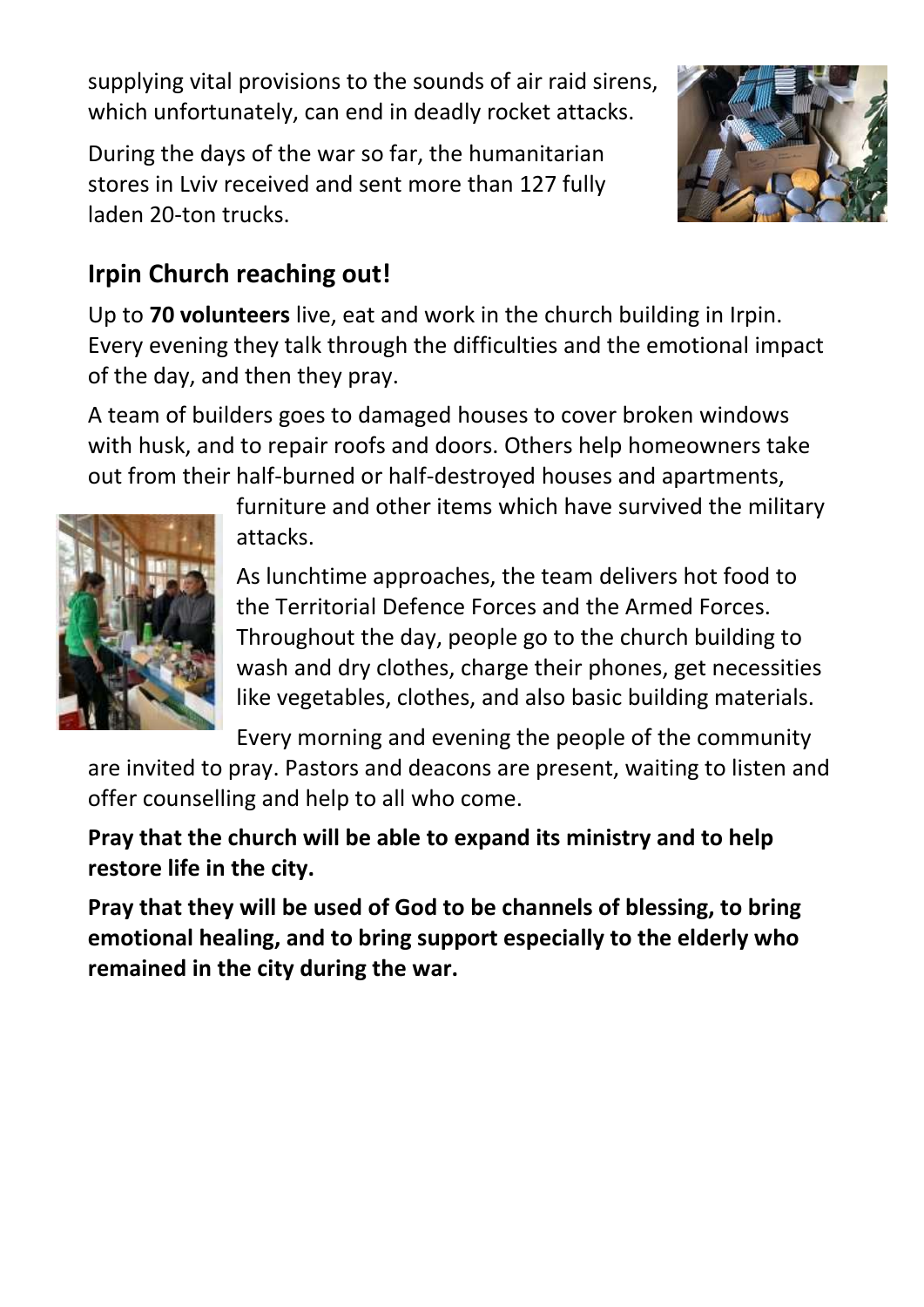supplying vital provisions to the sounds of air raid sirens, which unfortunately, can end in deadly rocket attacks.

During the days of the war so far, the humanitarian stores in Lviv received and sent more than 127 fully laden 20-ton trucks.

## Irpin Church reaching out!

Up to **70 volunteers** live, eat and work in the church building in Irpin. Every evening they talk through the difficulties and the emotional impact of the day, and then they pray.

A team of builders goes to damaged houses to cover broken windows with husk, and to repair roofs and doors. Others help homeowners take out from their half-burned or half-destroyed houses and apartments, furniture and other items which have survived the military attacks.

As lunchtime approaches, the team delivers hot food to the Territorial Defence Forces and the Armed Forces. Throughout the day, people go to the church building to wash and dry clothes, charge their phones, get necessities like vegetables, clothes, and also basic building materials.

Every morning and evening the people of the community are invited to pray. Pastors and deacons are present, waiting to listen and offer counselling and help to all who come.

**Pray that the church will be able to expand its ministry and to help restore life in the city.**

**Pray that they will be used of God to be channels of blessing, to bring emotional healing, and to bring support especially to the elderly who remained in the city during the war.**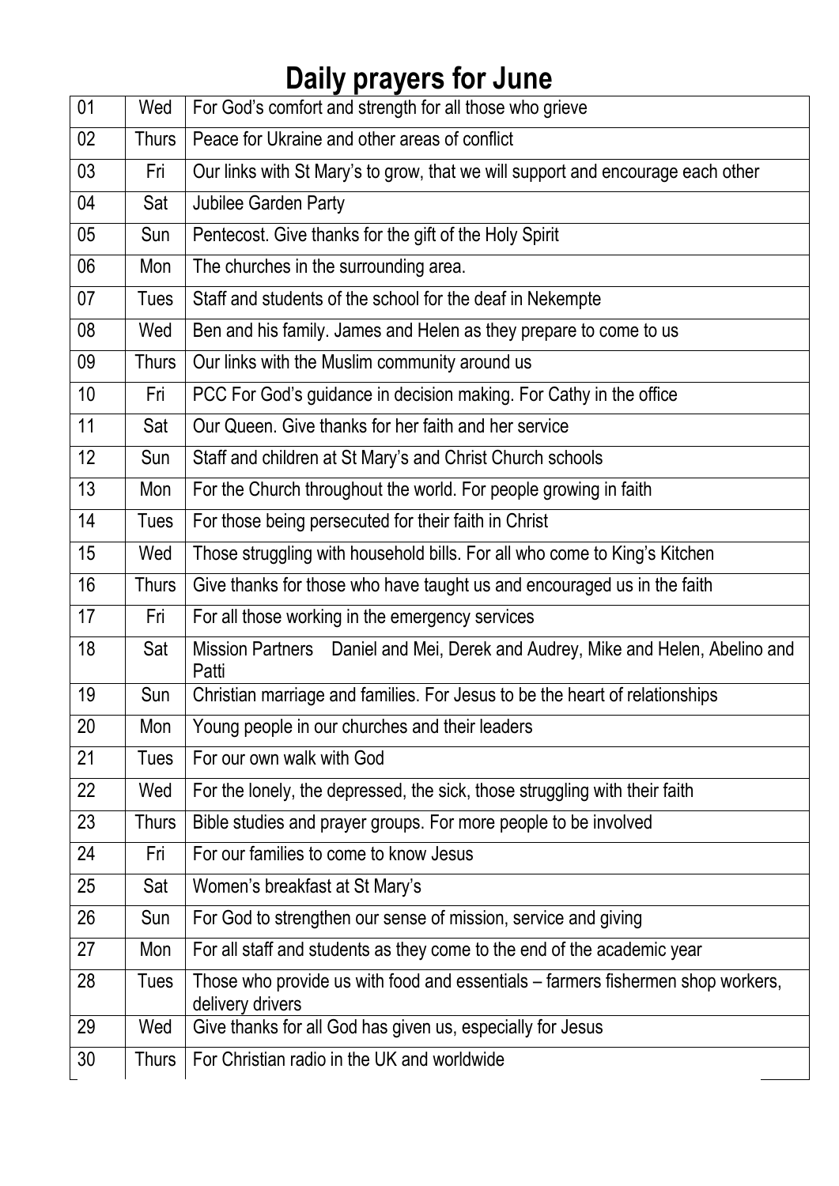# Daily prayers for June

| | | |
|---|---|---|
| 01 | Wed | For God's comfort and strength for all those who grieve |
| 02 | Thurs | Peace for Ukraine and other areas of conflict |
| 03 | Fri | Our links with St Mary's to grow, that we will support and encourage each other |
| 04 | Sat | Jubilee Garden Party |
| 05 | Sun | Pentecost. Give thanks for the gift of the Holy Spirit |
| 06 | Mon | The churches in the surrounding area. |
| 07 | Tues | Staff and students of the school for the deaf in Nekempte |
| 08 | Wed | Ben and his family. James and Helen as they prepare to come to us |
| 09 | Thurs | Our links with the Muslim community around us |
| 10 | Fri | PCC For God's guidance in decision making. For Cathy in the office |
| 11 | Sat | Our Queen. Give thanks for her faith and her service |
| 12 | Sun | Staff and children at St Mary's and Christ Church schools |
| 13 | Mon | For the Church throughout the world. For people growing in faith |
| 14 | Tues | For those being persecuted for their faith in Christ |
| 15 | Wed | Those struggling with household bills. For all who come to King's Kitchen |
| 16 | Thurs | Give thanks for those who have taught us and encouraged us in the faith |
| 17 | Fri | For all those working in the emergency services |
| 18 | Sat | Mission Partners Daniel and Mei, Derek and Audrey, Mike and Helen, Abelino and Patti |
| 19 | Sun | Christian marriage and families. For Jesus to be the heart of relationships |
| 20 | Mon | Young people in our churches and their leaders |
| 21 | Tues | For our own walk with God |
| 22 | Wed | For the lonely, the depressed, the sick, those struggling with their faith |
| 23 | Thurs | Bible studies and prayer groups. For more people to be involved |
| 24 | Fri | For our families to come to know Jesus |
| 25 | Sat | Women's breakfast at St Mary's |
| 26 | Sun | For God to strengthen our sense of mission, service and giving |
| 27 | Mon | For all staff and students as they come to the end of the academic year |
| 28 | Tues | Those who provide us with food and essentials – farmers fishermen shop workers, delivery drivers |
| 29 | Wed | Give thanks for all God has given us, especially for Jesus |
| 30 | Thurs | For Christian radio in the UK and worldwide |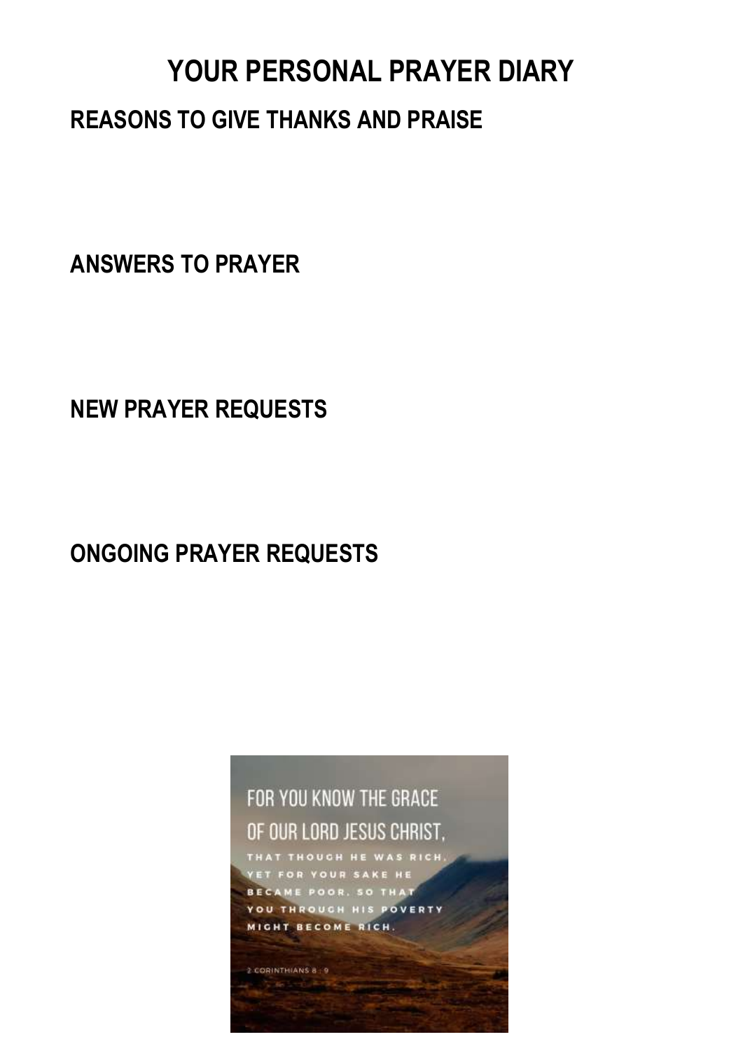# YOUR PERSONAL PRAYER DIARY

## REASONS TO GIVE THANKS AND PRAISE

## ANSWERS TO PRAYER

## NEW PRAYER REQUESTS

## ONGOING PRAYER REQUESTS

FOR YOU KNOW THE GRACE OF OUR LORD JESUS CHRIST, THAT THOUGH HE WAS RICH, YET FOR YOUR SAKE HE BECAME POOR, SO THAT YOU THROUGH HIS POVERTY MIGHT BECOME RICH.

2 CORINTHIANS 8 : 9